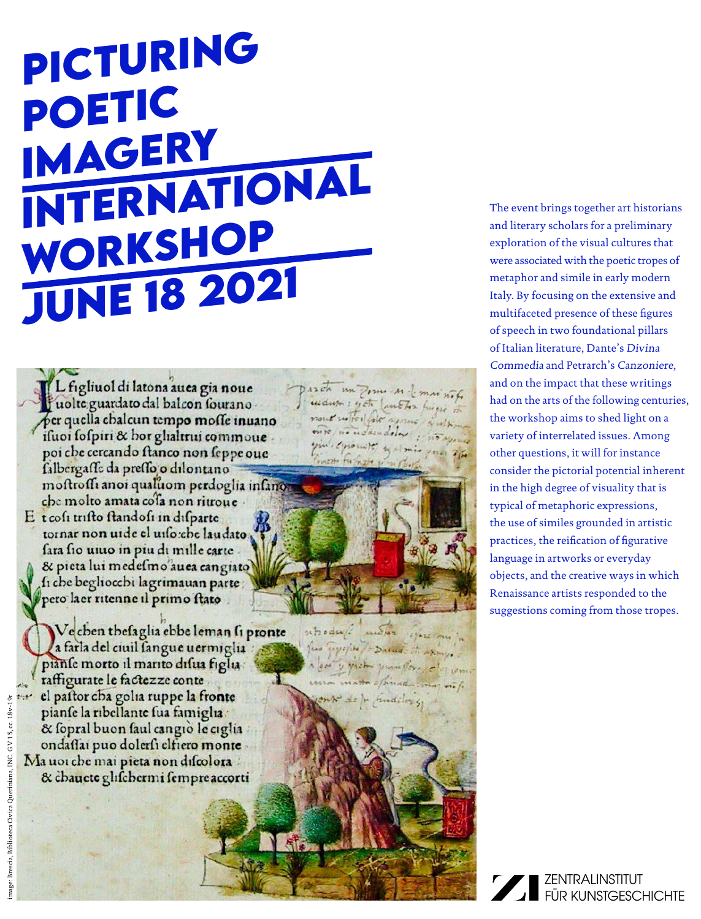# PICTURING POETIC IMAGERY

## INTERNATIONAL WORKSHOP

## JUNE 18 2021

The event brings together art historians and literary scholars for a preliminary exploration of the visual cultures that were associated with the poetic tropes of metaphor and simile in early modern Italy. By focusing on the extensive and multifaceted presence of these figures of speech in two foundational pillars of Italian literature, Dante's *Divina Commedia* and Petrarch's *Canzoniere*, and on the impact that these writings had on the arts of the following centuries, the workshop aims to shed light on a variety of interrelated issues. Among other questions, it will for instance consider the pictorial potential inherent in the high degree of visuality that is typical of metaphoric expressions, the use of similes grounded in artistic practices, the reification of figurative language in artworks or everyday objects, and the creative ways in which Renaissance artists responded to the suggestions coming from those tropes.

image: Brescia, Biblioteca Civica Queriniana, INC. G V 15, cc. 18v-19r

ZENTRALINSTITUT FÜR KUNSTGESCHICHTE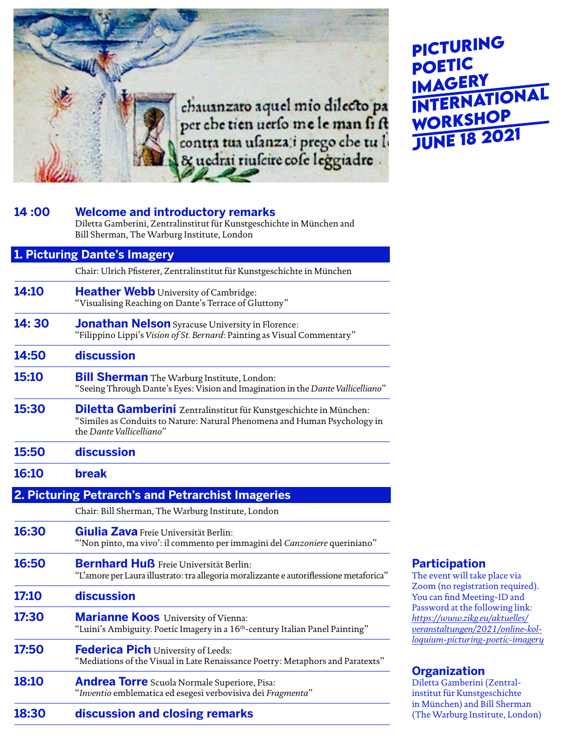# PICTURING POETIC IMAGERY INTERNATIONAL WORKSHOP JUNE 18 2021

**14 :00** **Welcome and introductory remarks**
Diletta Gamberini, Zentralinstitut für Kunstgeschichte in München and Bill Sherman, The Warburg Institute, London

## 1. Picturing Dante's Imagery

Chair: Ulrich Pfisterer, Zentralinstitut für Kunstgeschichte in München

**14:10** **Heather Webb** University of Cambridge:
"Visualising Reaching on Dante's Terrace of Gluttony"

**14: 30** **Jonathan Nelson** Syracuse University in Florence:
"Filippino Lippi's *Vision of St. Bernard*: Painting as Visual Commentary"

**14:50** **discussion**

**15:10** **Bill Sherman** The Warburg Institute, London:
"Seeing Through Dante's Eyes: Vision and Imagination in the *Dante Vallicelliano*"

**15:30** **Diletta Gamberini** Zentralinstitut für Kunstgeschichte in München:
"Similes as Conduits to Nature: Natural Phenomena and Human Psychology in the *Dante Vallicelliano*"

**15:50** **discussion**

**16:10** **break**

## 2. Picturing Petrarch's and Petrarchist Imageries

Chair: Bill Sherman, The Warburg Institute, London

**16:30** **Giulia Zava** Freie Universität Berlin:
"'Non pinto, ma vivo': il commento per immagini del *Canzoniere* queriniano"

**16:50** **Bernhard Huß** Freie Universität Berlin:
"L'amore per Laura illustrato: tra allegoria moralizzante e autoriflessione metaforica"

**17:10** **discussion**

**17:30** **Marianne Koos** University of Vienna:
"Luini's Ambiguity. Poetic Imagery in a 16th-century Italian Panel Painting"

**17:50** **Federica Pich** University of Leeds:
"Mediations of the Visual in Late Renaissance Poetry: Metaphors and Paratexts"

**18:10** **Andrea Torre** Scuola Normale Superiore, Pisa:
"*Inventio* emblematica ed esegesi verbovisiva dei *Fragmenta*"

**18:30** **discussion and closing remarks**

### Participation

The event will take place via Zoom (no registration required). You can find Meeting-ID and Password at the following link: *https://www.zikg.eu/aktuelles/veranstaltungen/2021/online-kolloquium-picturing-poetic-imagery*

### Organization

Diletta Gamberini (Zentralinstitut für Kunstgeschichte in München) and Bill Sherman (The Warburg Institute, London)